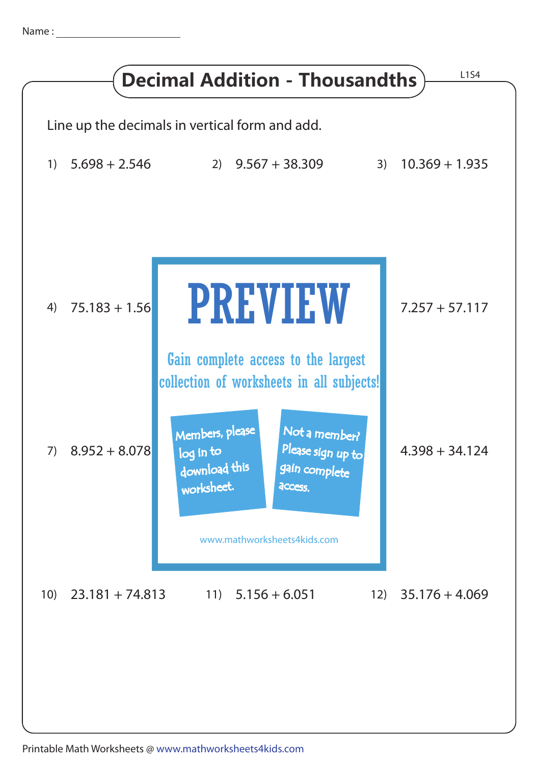Name : ____________________

# Decimal Addition - Thousandths

L1S4

Line up the decimals in vertical form and add.

1) 5.698 + 2.546

2) 9.567 + 38.309

3) 10.369 + 1.935

4) 75.183 + 1.56

7.257 + 57.117

PREVIEW

Gain complete access to the largest collection of worksheets in all subjects!

Members, please log in to download this worksheet.

Not a member? Please sign up to gain complete access.

www.mathworksheets4kids.com

7) 8.952 + 8.078

4.398 + 34.124

10) 23.181 + 74.813

11) 5.156 + 6.051

12) 35.176 + 4.069

Printable Math Worksheets @ www.mathworksheets4kids.com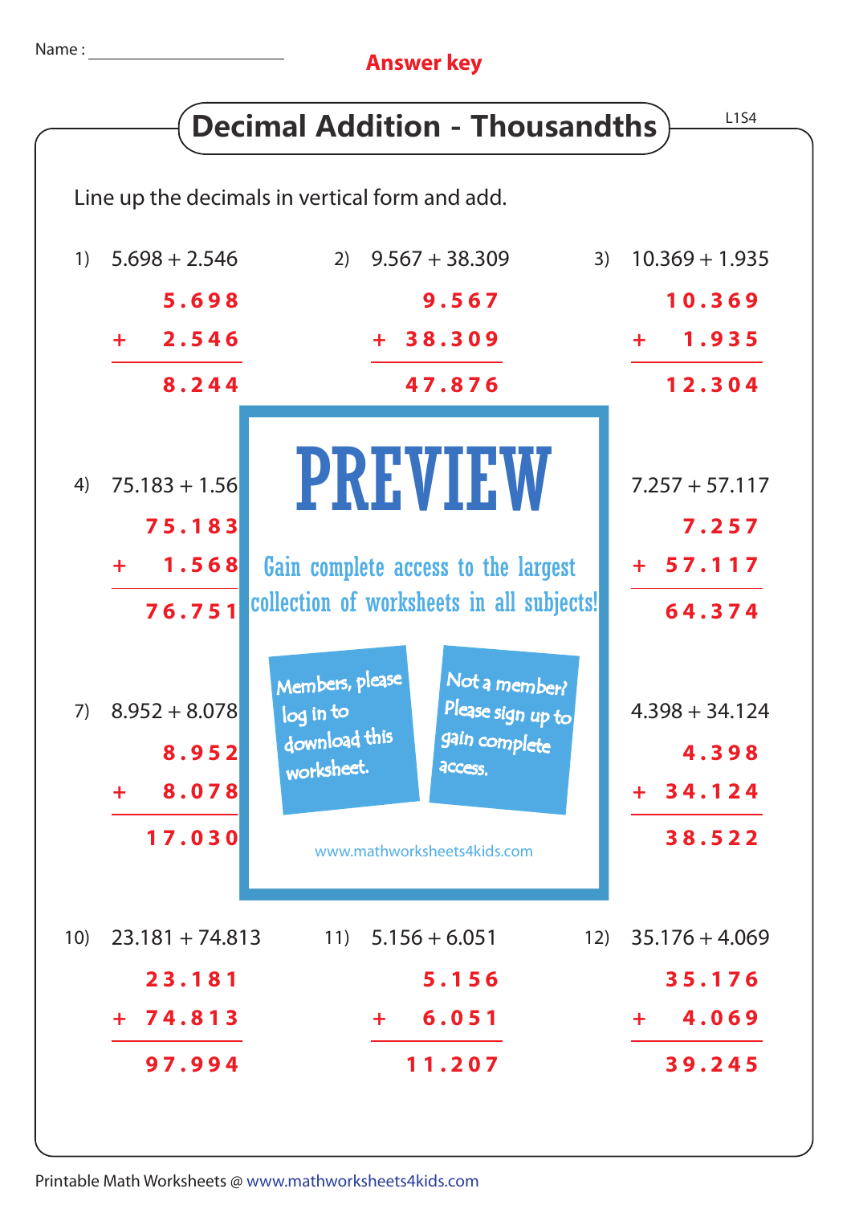Name :

**Answer key**

# Decimal Addition - Thousandths

L1S4

Line up the decimals in vertical form and add.

1) 5.698 + 2.546

$$\begin{array}{r} 5.698 \\ +\ 2.546 \\ \hline 8.244 \end{array}$$

2) 9.567 + 38.309

$$\begin{array}{r} 9.567 \\ +\ 38.309 \\ \hline 47.876 \end{array}$$

3) 10.369 + 1.935

$$\begin{array}{r} 10.369 \\ +\ 1.935 \\ \hline 12.304 \end{array}$$

4) 75.183 + 1.56

$$\begin{array}{r} 75.183 \\ +\ 1.568 \\ \hline 76.751 \end{array}$$

7.257 + 57.117

$$\begin{array}{r} 7.257 \\ +\ 57.117 \\ \hline 64.374 \end{array}$$

7) 8.952 + 8.078

$$\begin{array}{r} 8.952 \\ +\ 8.078 \\ \hline 17.030 \end{array}$$

4.398 + 34.124

$$\begin{array}{r} 4.398 \\ +\ 34.124 \\ \hline 38.522 \end{array}$$

PREVIEW

Gain complete access to the largest collection of worksheets in all subjects!

Members, please log in to download this worksheet.

Not a member? Please sign up to gain complete access.

www.mathworksheets4kids.com

10) 23.181 + 74.813

$$\begin{array}{r} 23.181 \\ +\ 74.813 \\ \hline 97.994 \end{array}$$

11) 5.156 + 6.051

$$\begin{array}{r} 5.156 \\ +\ 6.051 \\ \hline 11.207 \end{array}$$

12) 35.176 + 4.069

$$\begin{array}{r} 35.176 \\ +\ 4.069 \\ \hline 39.245 \end{array}$$

Printable Math Worksheets @ www.mathworksheets4kids.com